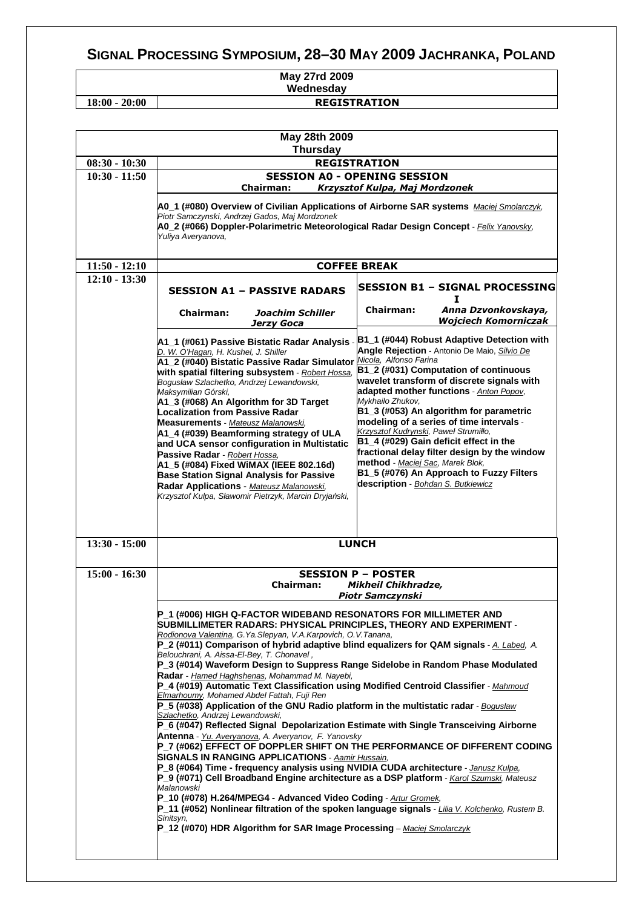# SIGNAL PROCESSING SYMPOSIUM, 28–30 MAY 2009 JACHRANKA, POLAND

| May 27rd 2009 Wednesday | |
|---|---|
| 18:00 - 20:00 | REGISTRATION |

## May 28th 2009 Thursday

| Time | |
|---|---|
| 08:30 - 10:30 | REGISTRATION |
| 10:30 - 11:50 | SESSION A0 - OPENING SESSION |
| 11:50 - 12:10 | COFFEE BREAK |
| 12:10 - 13:30 | SESSION A1 – PASSIVE RADARS / SESSION B1 – SIGNAL PROCESSING I |
| 13:30 - 15:00 | LUNCH |
| 15:00 - 16:30 | SESSION P – POSTER |

### 10:30 - 11:50 SESSION A0 - OPENING SESSION

**Chairman:** ***Krzysztof Kulpa, Maj Mordzonek***

**A0_1 (#080) Overview of Civilian Applications of Airborne SAR systems** *Maciej Smolarczyk, Piotr Samczynski, Andrzej Gados, Maj Mordzonek*

**A0_2 (#066) Doppler-Polarimetric Meteorological Radar Design Concept** - *Felix Yanovsky, Yuliya Averyanova,*

### 12:10 - 13:30 SESSION A1 – PASSIVE RADARS

**Chairman:** ***Joachim Schiller, Jerzy Goca***

**A1_1 (#061) Passive Bistatic Radar Analysis** - *D. W. O'Hagan, H. Kushel, J. Shiller*

**A1_2 (#040) Bistatic Passive Radar Simulator with spatial filtering subsystem** - *Robert Hossa, Bogusław Szlachetko, Andrzej Lewandowski, Maksymilian Górski,*

**A1_3 (#068) An Algorithm for 3D Target Localization from Passive Radar Measurements** - *Mateusz Malanowski,*

**A1_4 (#039) Beamforming strategy of ULA and UCA sensor configuration in Multistatic Passive Radar** - *Robert Hossa,*

**A1_5 (#084) Fixed WiMAX (IEEE 802.16d) Base Station Signal Analysis for Passive Radar Applications** - *Mateusz Malanowski, Krzysztof Kulpa, Sławomir Pietrzyk, Marcin Dryjański,*

### 12:10 - 13:30 SESSION B1 – SIGNAL PROCESSING I

**Chairman:** ***Anna Dzvonkovskaya, Wojciech Komorniczak***

**B1_1 (#044) Robust Adaptive Detection with Angle Rejection** - Antonio De Maio, *Silvio De Nicola, Alfonso Farina*

**B1_2 (#031) Computation of continuous wavelet transform of discrete signals with adapted mother functions** - *Anton Popov, Mykhailo Zhukov,*

**B1_3 (#053) An algorithm for parametric modeling of a series of time intervals** - *Krzysztof Kudrynski, Paweł Strumiłło,*

**B1_4 (#029) Gain deficit effect in the fractional delay filter design by the window method** - *Maciej Sac, Marek Blok,*

**B1_5 (#076) An Approach to Fuzzy Filters description** - *Bohdan S. Butkiewicz*

### 15:00 - 16:30 SESSION P – POSTER

**Chairman:** ***Mikheil Chikhradze, Piotr Samczynski***

**P_1 (#006) HIGH Q-FACTOR WIDEBAND RESONATORS FOR MILLIMETER AND SUBMILLIMETER RADARS: PHYSICAL PRINCIPLES, THEORY AND EXPERIMENT** - *Rodionova Valentina, G.Ya.Slepyan, V.A.Karpovich, O.V.Tanana,*

**P_2 (#011) Comparison of hybrid adaptive blind equalizers for QAM signals** - *A. Labed, A. Belouchrani, A. Aissa-El-Bey, T. Chonavel ,*

**P_3 (#014) Waveform Design to Suppress Range Sidelobe in Random Phase Modulated Radar** - *Hamed Haghshenas, Mohammad M. Nayebi,*

**P_4 (#019) Automatic Text Classification using Modified Centroid Classifier** - *Mahmoud Elmarhoumy, Mohamed Abdel Fattah, Fuji Ren*

**P_5 (#038) Application of the GNU Radio platform in the multistatic radar** - *Boguslaw Szlachetko, Andrzej Lewandowski,*

**P_6 (#047) Reflected Signal Depolarization Estimate with Single Transceiving Airborne Antenna** - *Yu. Averyanova, A. Averyanov, F. Yanovsky*

**P_7 (#062) EFFECT OF DOPPLER SHIFT ON THE PERFORMANCE OF DIFFERENT CODING SIGNALS IN RANGING APPLICATIONS** - *Aamir Hussain,*

**P_8 (#064) Time - frequency analysis using NVIDIA CUDA architecture** - *Janusz Kulpa,*

**P_9 (#071) Cell Broadband Engine architecture as a DSP platform** - *Karol Szumski, Mateusz Malanowski*

**P_10 (#078) H.264/MPEG4 - Advanced Video Coding** - *Artur Gromek,*

**P_11 (#052) Nonlinear filtration of the spoken language signals** - *Lilia V. Kolchenko, Rustem B. Sinitsyn,*

**P_12 (#070) HDR Algorithm for SAR Image Processing** – *Maciej Smolarczyk*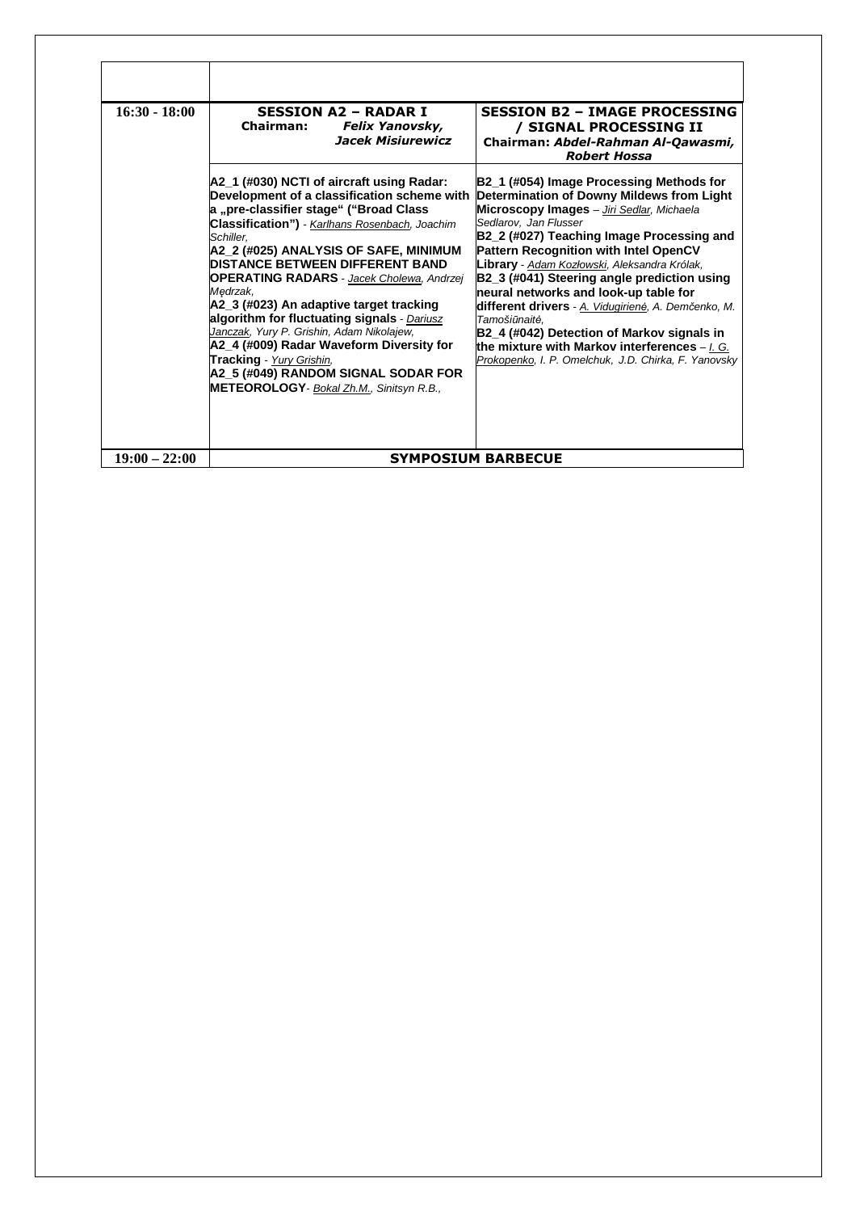| | | |
|---|---|---|
| | | |
| **16:30 - 18:00** | **SESSION A2 – RADAR I**<br>**Chairman:** ***Felix Yanovsky, Jacek Misiurewicz***<br><br>**A2_1 (#030) NCTI of aircraft using Radar: Development of a classification scheme with a „pre-classifier stage" ("Broad Class Classification")** - *Karlhans Rosenbach, Joachim Schiller,*<br>**A2_2 (#025) ANALYSIS OF SAFE, MINIMUM DISTANCE BETWEEN DIFFERENT BAND OPERATING RADARS** - *Jacek Cholewa, Andrzej Mędrzak,*<br>**A2_3 (#023) An adaptive target tracking algorithm for fluctuating signals** - *Dariusz Janczak, Yury P. Grishin, Adam Nikolajew,*<br>**A2_4 (#009) Radar Waveform Diversity for Tracking** - *Yury Grishin,*<br>**A2_5 (#049) RANDOM SIGNAL SODAR FOR METEOROLOGY**- *Bokal Zh.M., Sinitsyn R.B.,* | **SESSION B2 – IMAGE PROCESSING / SIGNAL PROCESSING II**<br>**Chairman:** ***Abdel-Rahman Al-Qawasmi, Robert Hossa***<br><br>**B2_1 (#054) Image Processing Methods for Determination of Downy Mildews from Light Microscopy Images** – *Jiri Sedlar, Michaela Sedlarov, Jan Flusser*<br>**B2_2 (#027) Teaching Image Processing and Pattern Recognition with Intel OpenCV Library** - *Adam Kozłowski, Aleksandra Królak,*<br>**B2_3 (#041) Steering angle prediction using neural networks and look-up table for different drivers** - *A. Vidugirienė, A. Demčenko, M. Tamošiūnaitė,*<br>**B2_4 (#042) Detection of Markov signals in the mixture with Markov interferences** – *I. G. Prokopenko, I. P. Omelchuk, J.D. Chirka, F. Yanovsky* |
| **19:00 – 22:00** | **SYMPOSIUM BARBECUE** | |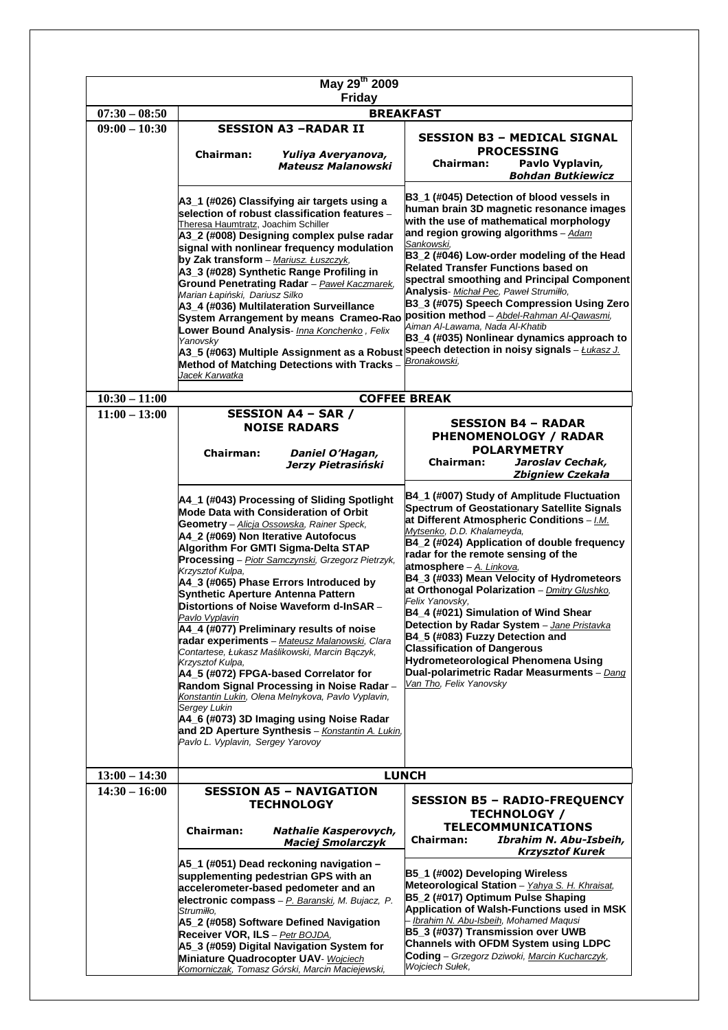## May 29th 2009 Friday

| Time | | |
|---|---|---|
| **07:30 – 08:50** | **BREAKFAST** | |
| **09:00 – 10:30** | **SESSION A3 –RADAR II**<br>**Chairman:** ***Yuliya Averyanova, Mateusz Malanowski***<br><br>**A3_1 (#026) Classifying air targets using a selection of robust classification features** – Theresa Haumtratz, Joachim Schiller<br>**A3_2 (#008) Designing complex pulse radar signal with nonlinear frequency modulation by Zak transform** – *Mariusz. Łuszczyk,*<br>**A3_3 (#028) Synthetic Range Profiling in Ground Penetrating Radar** – *Paweł Kaczmarek, Marian Łapiński, Dariusz Silko*<br>**A3_4 (#036) Multilateration Surveillance System Arrangement by means Crameo-Rao Lower Bound Analysis**- *Inna Konchenko , Felix Yanovsky*<br>**A3_5 (#063) Multiple Assignment as a Robust Method of Matching Detections with Tracks** – *Jacek Karwatka* | **SESSION B3 – MEDICAL SIGNAL PROCESSING**<br>**Chairman: Pavlo Vyplavin, *Bohdan Butkiewicz***<br><br>**B3_1 (#045) Detection of blood vessels in human brain 3D magnetic resonance images with the use of mathematical morphology and region growing algorithms** – *Adam Sankowski,*<br>**B3_2 (#046) Low-order modeling of the Head Related Transfer Functions based on spectral smoothing and Principal Component Analysis**- *Michał Pec, Paweł Strumiłło,*<br>**B3_3 (#075) Speech Compression Using Zero position method** – *Abdel-Rahman Al-Qawasmi, Aiman Al-Lawama, Nada Al-Khatib*<br>**B3_4 (#035) Nonlinear dynamics approach to speech detection in noisy signals** – *Łukasz J. Bronakowski,* |
| **10:30 – 11:00** | **COFFEE BREAK** | |
| **11:00 – 13:00** | **SESSION A4 – SAR / NOISE RADARS**<br>**Chairman:** ***Daniel O'Hagan, Jerzy Pietrasiński***<br><br>**A4_1 (#043) Processing of Sliding Spotlight Mode Data with Consideration of Orbit Geometry** – *Alicja Ossowska, Rainer Speck,*<br>**A4_2 (#069) Non Iterative Autofocus Algorithm For GMTI Sigma-Delta STAP Processing** – *Piotr Samczynski, Grzegorz Pietrzyk, Krzysztof Kulpa,*<br>**A4_3 (#065) Phase Errors Introduced by Synthetic Aperture Antenna Pattern Distortions of Noise Waveform d-InSAR** – *Pavlo Vyplavin*<br>**A4_4 (#077) Preliminary results of noise radar experiments** – *Mateusz Malanowski, Clara Contartese, Łukasz Maślikowski, Marcin Bączyk, Krzysztof Kulpa,*<br>**A4_5 (#072) FPGA-based Correlator for Random Signal Processing in Noise Radar** – *Konstantin Lukin, Olena Melnykova, Pavlo Vyplavin, Sergey Lukin*<br>**A4_6 (#073) 3D Imaging using Noise Radar and 2D Aperture Synthesis** – *Konstantin A. Lukin, Pavlo L. Vyplavin, Sergey Yarovoy* | **SESSION B4 – RADAR PHENOMENOLOGY / RADAR POLARYMETRY**<br>**Chairman:** ***Jaroslav Cechak, Zbigniew Czekała***<br><br>**B4_1 (#007) Study of Amplitude Fluctuation Spectrum of Geostationary Satellite Signals at Different Atmospheric Conditions** – *I.M. Mytsenko, D.D. Khalameyda,*<br>**B4_2 (#024) Application of double frequency radar for the remote sensing of the atmosphere** – *A. Linkova,*<br>**B4_3 (#033) Mean Velocity of Hydrometeors at Orthonogal Polarization** – *Dmitry Glushko, Felix Yanovsky,*<br>**B4_4 (#021) Simulation of Wind Shear Detection by Radar System** – *Jane Pristavka*<br>**B4_5 (#083) Fuzzy Detection and Classification of Dangerous Hydrometeorological Phenomena Using Dual-polarimetric Radar Measurments** – *Dang Van Tho, Felix Yanovsky* |
| **13:00 – 14:30** | **LUNCH** | |
| **14:30 – 16:00** | **SESSION A5 – NAVIGATION TECHNOLOGY**<br>**Chairman:** ***Nathalie Kasperovych, Maciej Smolarczyk***<br><br>**A5_1 (#051) Dead reckoning navigation – supplementing pedestrian GPS with an accelerometer-based pedometer and an electronic compass** – *P. Baranski, M. Bujacz, P. Strumiłło,*<br>**A5_2 (#058) Software Defined Navigation Receiver VOR, ILS** – *Petr BOJDA,*<br>**A5_3 (#059) Digital Navigation System for Miniature Quadrocopter UAV**- *Wojciech Komorniczak, Tomasz Górski, Marcin Maciejewski,* | **SESSION B5 – RADIO-FREQUENCY TECHNOLOGY / TELECOMMUNICATIONS**<br>**Chairman:** ***Ibrahim N. Abu-Isbeih, Krzysztof Kurek***<br><br>**B5_1 (#002) Developing Wireless Meteorological Station** – *Yahya S. H. Khraisat,*<br>**B5_2 (#017) Optimum Pulse Shaping Application of Walsh-Functions used in MSK** – *Ibrahim N. Abu-Isbeih, Mohamed Maqusi*<br>**B5_3 (#037) Transmission over UWB Channels with OFDM System using LDPC Coding** – *Grzegorz Dziwoki, Marcin Kucharczyk, Wojciech Sułek,* |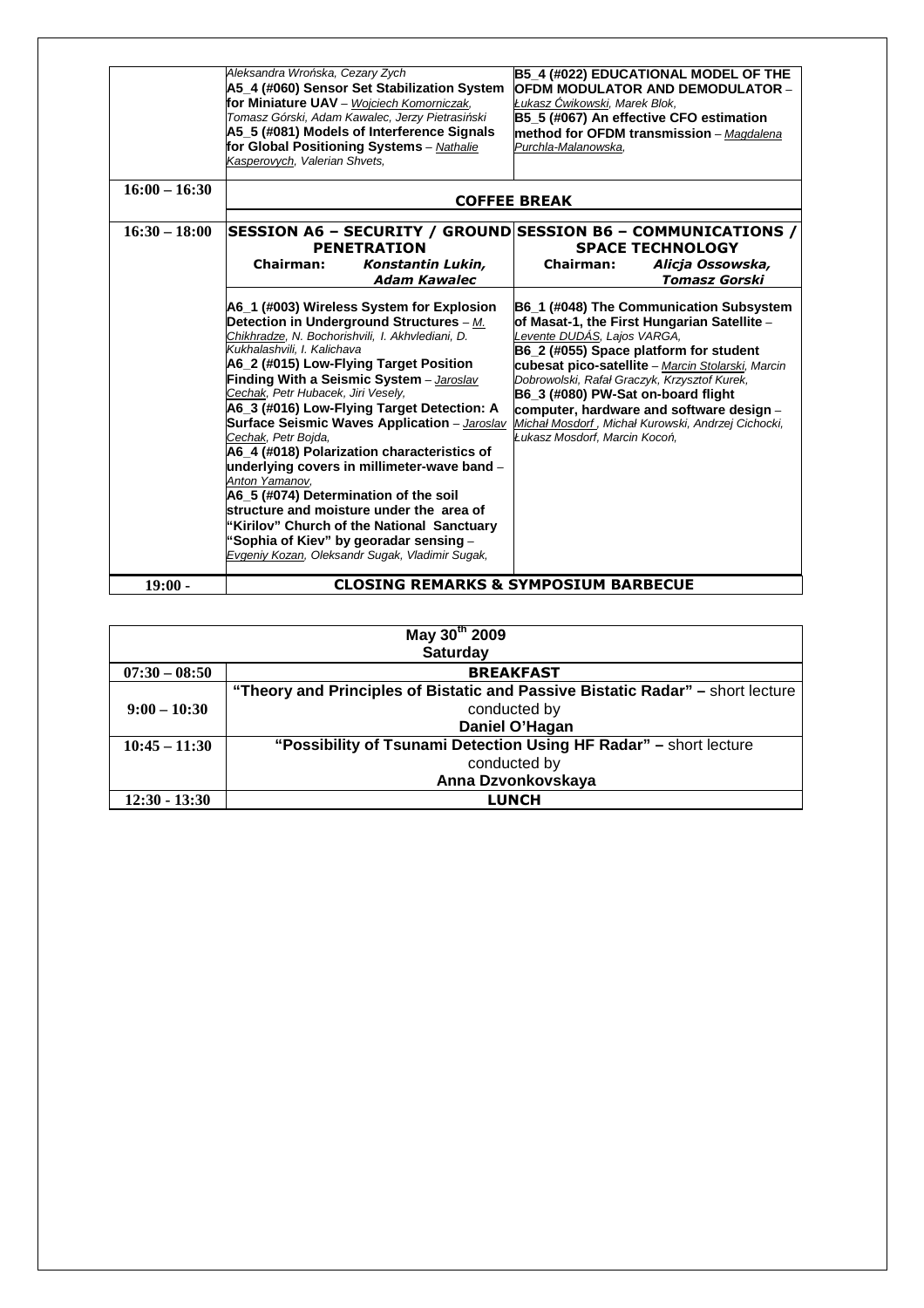| | | |
|---|---|---|
| | *Aleksandra Wrońska, Cezary Zych*<br>**A5_4 (#060) Sensor Set Stabilization System for Miniature UAV** – *Wojciech Komorniczak, Tomasz Górski, Adam Kawalec, Jerzy Pietrasiński*<br>**A5_5 (#081) Models of Interference Signals for Global Positioning Systems** – *Nathalie Kasperovych, Valerian Shvets,* | **B5_4 (#022) EDUCATIONAL MODEL OF THE OFDM MODULATOR AND DEMODULATOR** – *Łukasz Ćwikowski, Marek Blok,*<br>**B5_5 (#067) An effective CFO estimation method for OFDM transmission** – *Magdalena Purchla-Malanowska,* |
| **16:00 – 16:30** | **COFFEE BREAK** | |
| **16:30 – 18:00** | **SESSION A6 – SECURITY / GROUND PENETRATION**<br>**Chairman:** ***Konstantin Lukin, Adam Kawalec*** | **SESSION B6 – COMMUNICATIONS / SPACE TECHNOLOGY**<br>**Chairman:** ***Alicja Ossowska, Tomasz Gorski*** |
| | **A6_1 (#003) Wireless System for Explosion Detection in Underground Structures** – *M. Chikhradze, N. Bochorishvili, I. Akhvlediani, D. Kukhalashvili, I. Kalichava*<br>**A6_2 (#015) Low-Flying Target Position Finding With a Seismic System** – *Jaroslav Cechak, Petr Hubacek, Jiri Vesely,*<br>**A6_3 (#016) Low-Flying Target Detection: A Surface Seismic Waves Application** – *Jaroslav Cechak, Petr Bojda,*<br>**A6_4 (#018) Polarization characteristics of underlying covers in millimeter-wave band** – *Anton Yamanov,*<br>**A6_5 (#074) Determination of the soil structure and moisture under the area of "Kirilov" Church of the National Sanctuary "Sophia of Kiev" by georadar sensing** – *Evgeniy Kozan, Oleksandr Sugak, Vladimir Sugak,* | **B6_1 (#048) The Communication Subsystem of Masat-1, the First Hungarian Satellite** – *Levente DUDÁS, Lajos VARGA,*<br>**B6_2 (#055) Space platform for student cubesat pico-satellite** – *Marcin Stolarski, Marcin Dobrowolski, Rafał Graczyk, Krzysztof Kurek,*<br>**B6_3 (#080) PW-Sat on-board flight computer, hardware and software design** – *Michał Mosdorf , Michał Kurowski, Andrzej Cichocki, Łukasz Mosdorf, Marcin Kocoń,* |
| **19:00 -** | **CLOSING REMARKS & SYMPOSIUM BARBECUE** | |

| **May 30th 2009**<br>**Saturday** | |
|---|---|
| **07:30 – 08:50** | **BREAKFAST** |
| **9:00 – 10:30** | **"Theory and Principles of Bistatic and Passive Bistatic Radar" –** short lecture conducted by **Daniel O'Hagan** |
| **10:45 – 11:30** | **"Possibility of Tsunami Detection Using HF Radar" –** short lecture conducted by **Anna Dzvonkovskaya** |
| **12:30 - 13:30** | **LUNCH** |